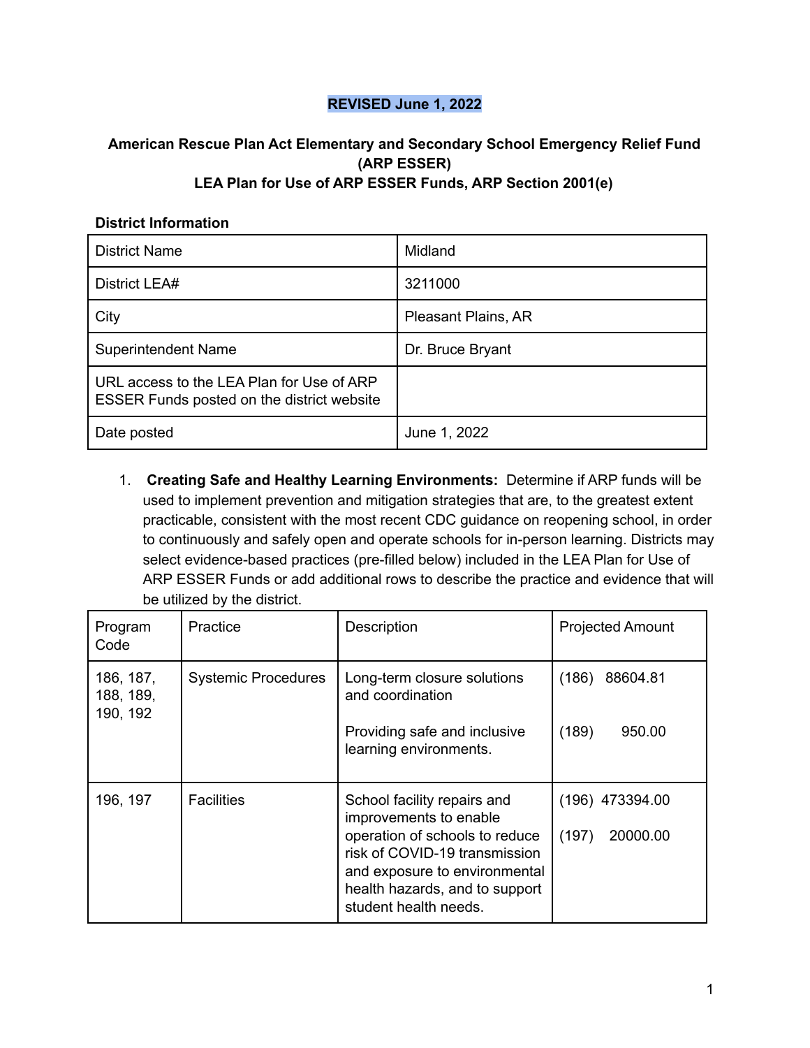**REVISED June 1, 2022**

## American Rescue Plan Act Elementary and Secondary School Emergency Relief Fund (ARP ESSER)
## LEA Plan for Use of ARP ESSER Funds, ARP Section 2001(e)

**District Information**

| District Name | Midland |
|---|---|
| District LEA# | 3211000 |
| City | Pleasant Plains, AR |
| Superintendent Name | Dr. Bruce Bryant |
| URL access to the LEA Plan for Use of ARP ESSER Funds posted on the district website | |
| Date posted | June 1, 2022 |

1. **Creating Safe and Healthy Learning Environments:** Determine if ARP funds will be used to implement prevention and mitigation strategies that are, to the greatest extent practicable, consistent with the most recent CDC guidance on reopening school, in order to continuously and safely open and operate schools for in-person learning. Districts may select evidence-based practices (pre-filled below) included in the LEA Plan for Use of ARP ESSER Funds or add additional rows to describe the practice and evidence that will be utilized by the district.

| Program Code | Practice | Description | Projected Amount |
|---|---|---|---|
| 186, 187, 188, 189, 190, 192 | Systemic Procedures | Long-term closure solutions and coordination<br><br>Providing safe and inclusive learning environments. | (186) 88604.81<br><br>(189) 950.00 |
| 196, 197 | Facilities | School facility repairs and improvements to enable operation of schools to reduce risk of COVID-19 transmission and exposure to environmental health hazards, and to support student health needs. | (196) 473394.00<br><br>(197) 20000.00 |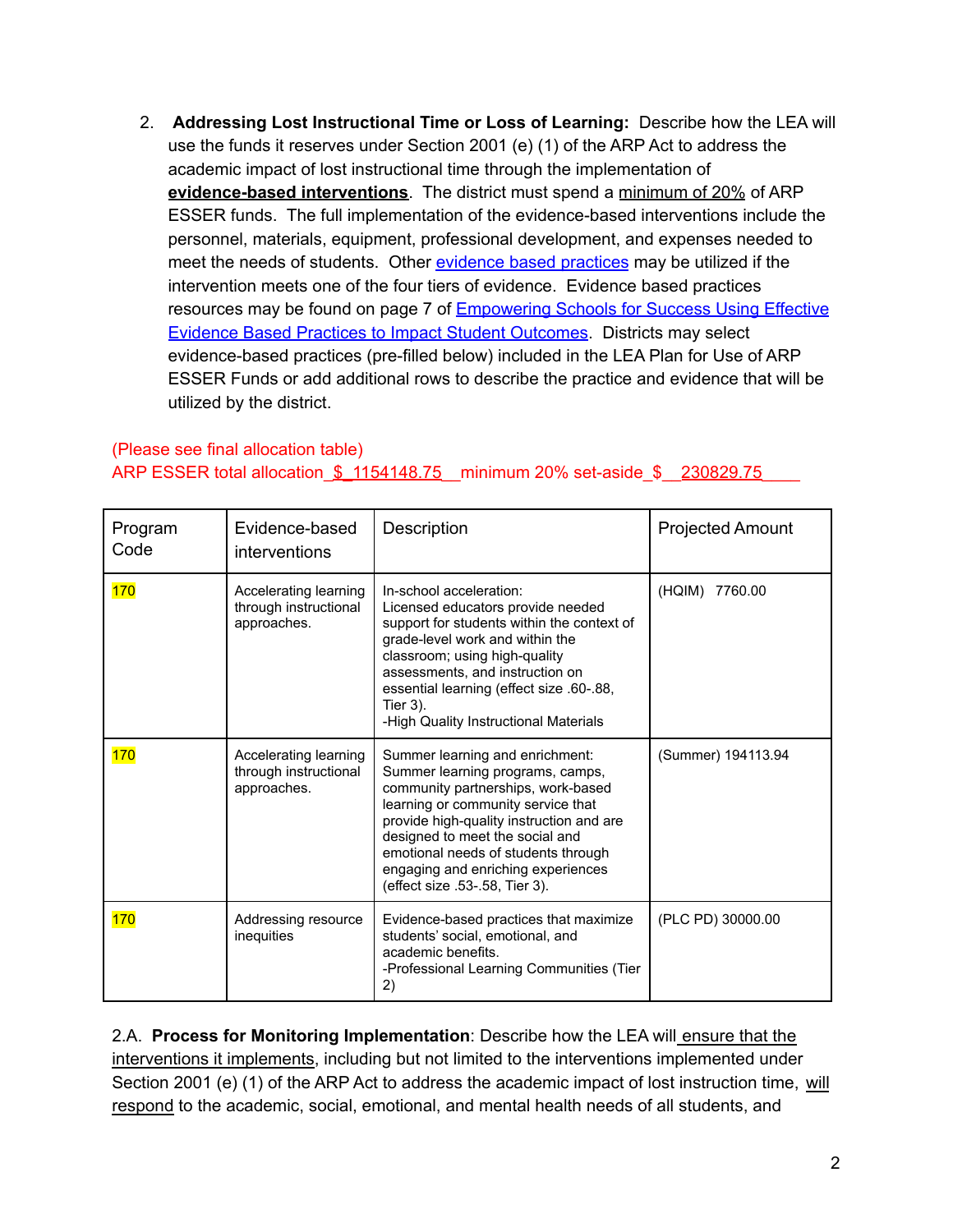2. **Addressing Lost Instructional Time or Loss of Learning:** Describe how the LEA will use the funds it reserves under Section 2001 (e) (1) of the ARP Act to address the academic impact of lost instructional time through the implementation of **evidence-based interventions**. The district must spend a minimum of 20% of ARP ESSER funds. The full implementation of the evidence-based interventions include the personnel, materials, equipment, professional development, and expenses needed to meet the needs of students. Other evidence based practices may be utilized if the intervention meets one of the four tiers of evidence. Evidence based practices resources may be found on page 7 of Empowering Schools for Success Using Effective Evidence Based Practices to Impact Student Outcomes. Districts may select evidence-based practices (pre-filled below) included in the LEA Plan for Use of ARP ESSER Funds or add additional rows to describe the practice and evidence that will be utilized by the district.

(Please see final allocation table)
ARP ESSER total allocation_$_1154148.75__minimum 20% set-aside_$__230829.75____

| Program Code | Evidence-based interventions | Description | Projected Amount |
|---|---|---|---|
| 170 | Accelerating learning through instructional approaches. | In-school acceleration: Licensed educators provide needed support for students within the context of grade-level work and within the classroom; using high-quality assessments, and instruction on essential learning (effect size .60-.88, Tier 3).<br>-High Quality Instructional Materials | (HQIM) 7760.00 |
| 170 | Accelerating learning through instructional approaches. | Summer learning and enrichment: Summer learning programs, camps, community partnerships, work-based learning or community service that provide high-quality instruction and are designed to meet the social and emotional needs of students through engaging and enriching experiences (effect size .53-.58, Tier 3). | (Summer) 194113.94 |
| 170 | Addressing resource inequities | Evidence-based practices that maximize students' social, emotional, and academic benefits.<br>-Professional Learning Communities (Tier 2) | (PLC PD) 30000.00 |

2.A. **Process for Monitoring Implementation**: Describe how the LEA will ensure that the interventions it implements, including but not limited to the interventions implemented under Section 2001 (e) (1) of the ARP Act to address the academic impact of lost instruction time, will respond to the academic, social, emotional, and mental health needs of all students, and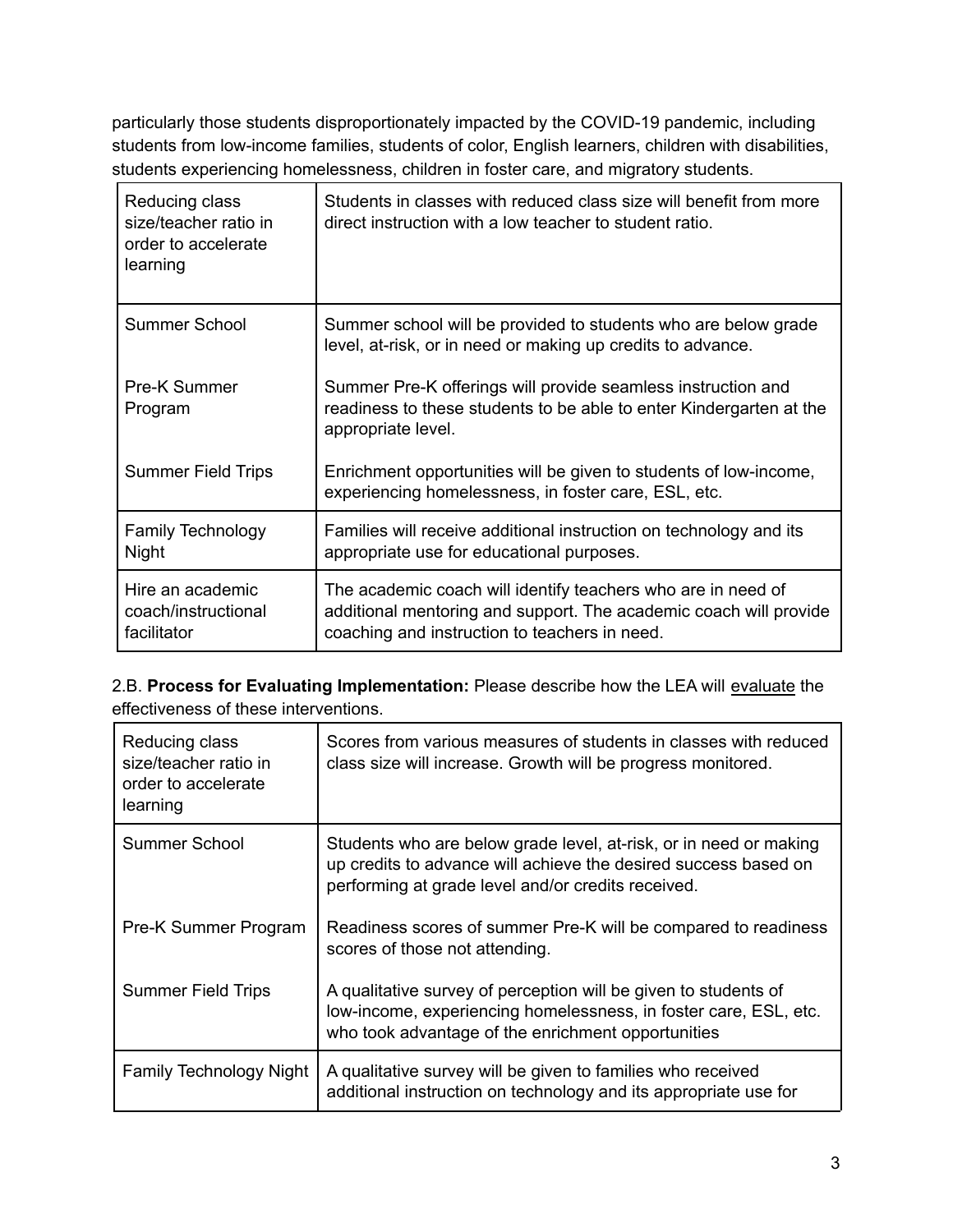particularly those students disproportionately impacted by the COVID-19 pandemic, including students from low-income families, students of color, English learners, children with disabilities, students experiencing homelessness, children in foster care, and migratory students.

| | |
|---|---|
| Reducing class size/teacher ratio in order to accelerate learning | Students in classes with reduced class size will benefit from more direct instruction with a low teacher to student ratio. |
| Summer School<br><br>Pre-K Summer Program<br><br>Summer Field Trips | Summer school will be provided to students who are below grade level, at-risk, or in need or making up credits to advance.<br><br>Summer Pre-K offerings will provide seamless instruction and readiness to these students to be able to enter Kindergarten at the appropriate level.<br><br>Enrichment opportunities will be given to students of low-income, experiencing homelessness, in foster care, ESL, etc. |
| Family Technology Night | Families will receive additional instruction on technology and its appropriate use for educational purposes. |
| Hire an academic coach/instructional facilitator | The academic coach will identify teachers who are in need of additional mentoring and support. The academic coach will provide coaching and instruction to teachers in need. |

2.B. **Process for Evaluating Implementation:** Please describe how the LEA will <u>evaluate</u> the effectiveness of these interventions.

| | |
|---|---|
| Reducing class size/teacher ratio in order to accelerate learning | Scores from various measures of students in classes with reduced class size will increase. Growth will be progress monitored. |
| Summer School<br><br>Pre-K Summer Program<br><br>Summer Field Trips | Students who are below grade level, at-risk, or in need or making up credits to advance will achieve the desired success based on performing at grade level and/or credits received.<br><br>Readiness scores of summer Pre-K will be compared to readiness scores of those not attending.<br><br>A qualitative survey of perception will be given to students of low-income, experiencing homelessness, in foster care, ESL, etc. who took advantage of the enrichment opportunities |
| Family Technology Night | A qualitative survey will be given to families who received additional instruction on technology and its appropriate use for |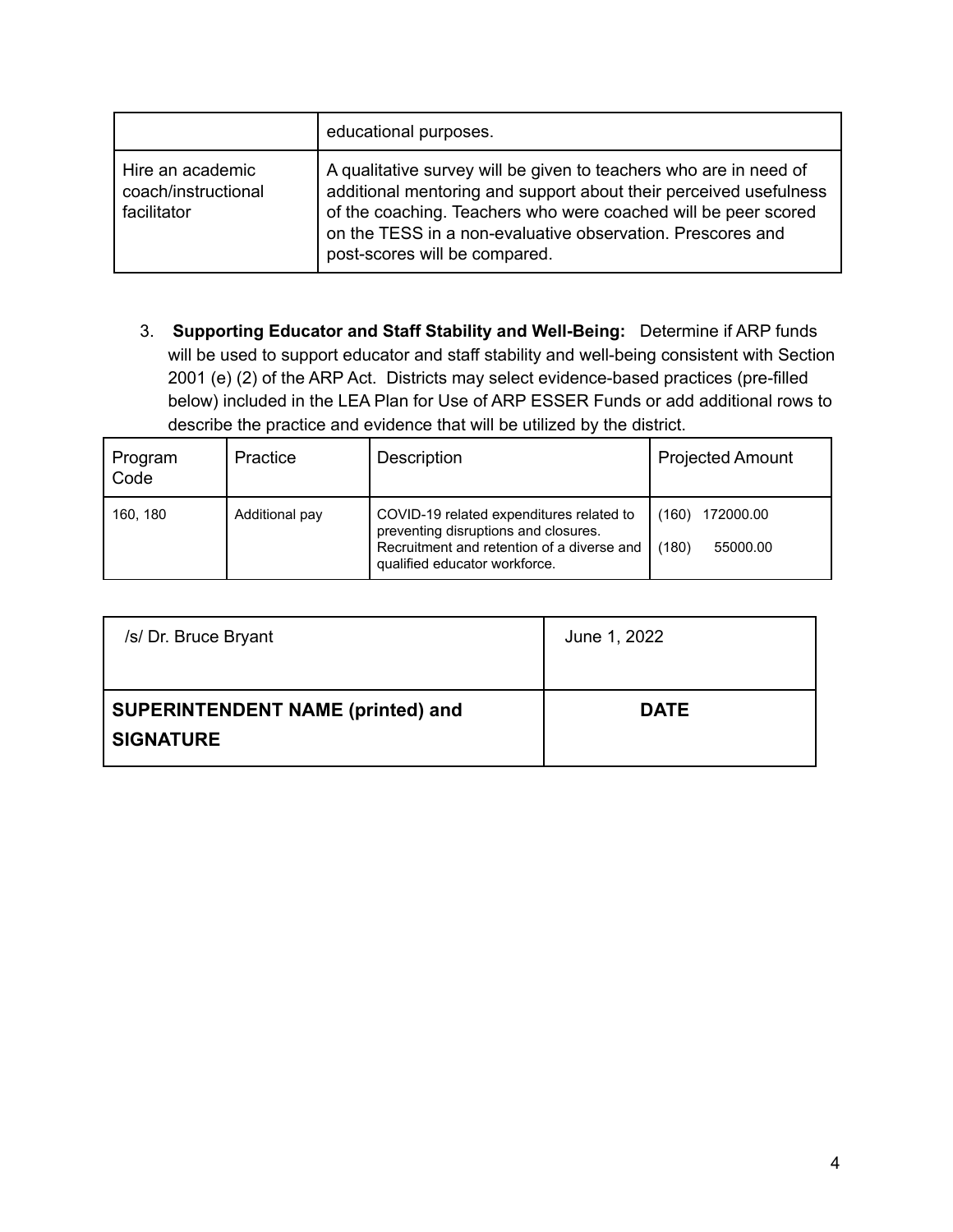| | |
|---|---|
| | educational purposes. |
| Hire an academic coach/instructional facilitator | A qualitative survey will be given to teachers who are in need of additional mentoring and support about their perceived usefulness of the coaching. Teachers who were coached will be peer scored on the TESS in a non-evaluative observation. Prescores and post-scores will be compared. |

3. **Supporting Educator and Staff Stability and Well-Being:** Determine if ARP funds will be used to support educator and staff stability and well-being consistent with Section 2001 (e) (2) of the ARP Act. Districts may select evidence-based practices (pre-filled below) included in the LEA Plan for Use of ARP ESSER Funds or add additional rows to describe the practice and evidence that will be utilized by the district.

| Program Code | Practice | Description | Projected Amount |
|---|---|---|---|
| 160, 180 | Additional pay | COVID-19 related expenditures related to preventing disruptions and closures. Recruitment and retention of a diverse and qualified educator workforce. | (160) 172000.00<br>(180) 55000.00 |

| | |
|---|---|
| /s/ Dr. Bruce Bryant | June 1, 2022 |
| **SUPERINTENDENT NAME (printed) and SIGNATURE** | **DATE** |